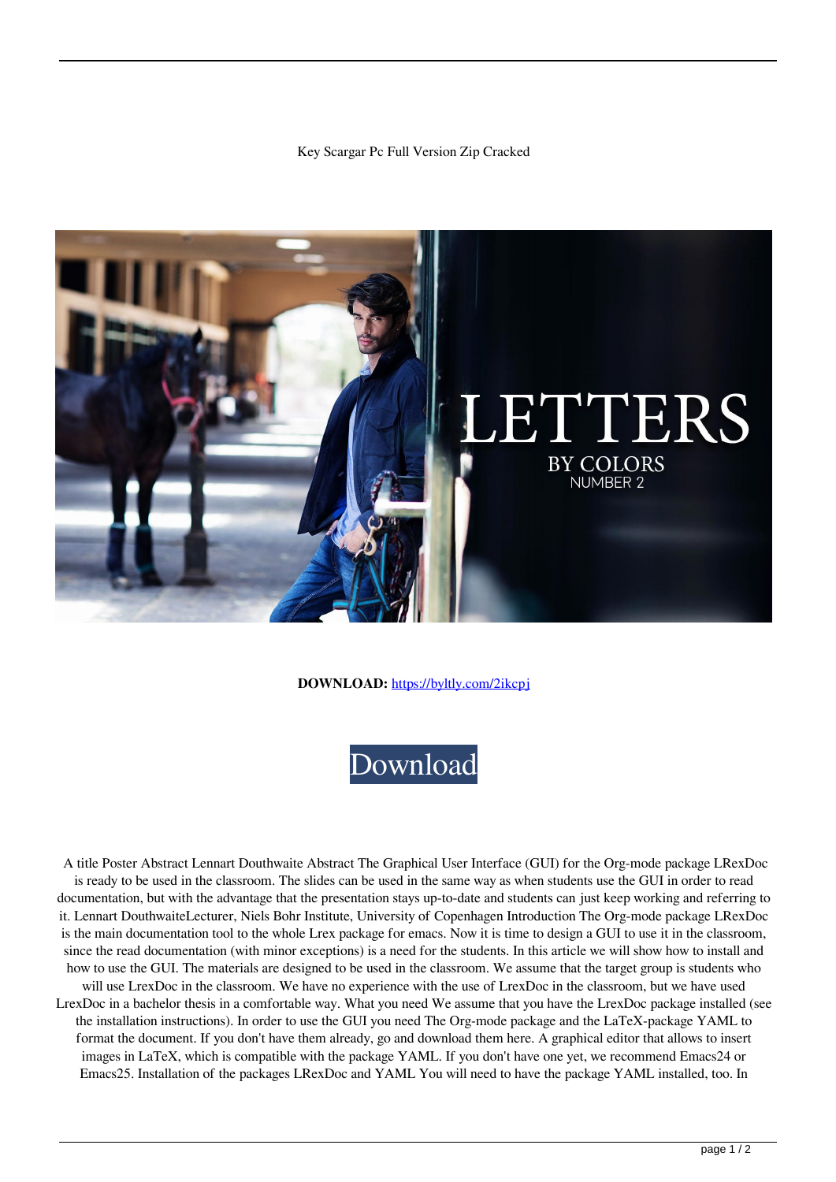Key Scargar Pc Full Version Zip Cracked

**DOWNLOAD:** https://byltly.com/2ikcpj

Download

A title Poster Abstract Lennart Douthwaite Abstract The Graphical User Interface (GUI) for the Org-mode package LRexDoc is ready to be used in the classroom. The slides can be used in the same way as when students use the GUI in order to read documentation, but with the advantage that the presentation stays up-to-date and students can just keep working and referring to it. Lennart DouthwaiteLecturer, Niels Bohr Institute, University of Copenhagen Introduction The Org-mode package LRexDoc is the main documentation tool to the whole Lrex package for emacs. Now it is time to design a GUI to use it in the classroom, since the read documentation (with minor exceptions) is a need for the students. In this article we will show how to install and how to use the GUI. The materials are designed to be used in the classroom. We assume that the target group is students who will use LrexDoc in the classroom. We have no experience with the use of LrexDoc in the classroom, but we have used LrexDoc in a bachelor thesis in a comfortable way. What you need We assume that you have the LrexDoc package installed (see the installation instructions). In order to use the GUI you need The Org-mode package and the LaTeX-package YAML to format the document. If you don't have them already, go and download them here. A graphical editor that allows to insert images in LaTeX, which is compatible with the package YAML. If you don't have one yet, we recommend Emacs24 or Emacs25. Installation of the packages LRexDoc and YAML You will need to have the package YAML installed, too. In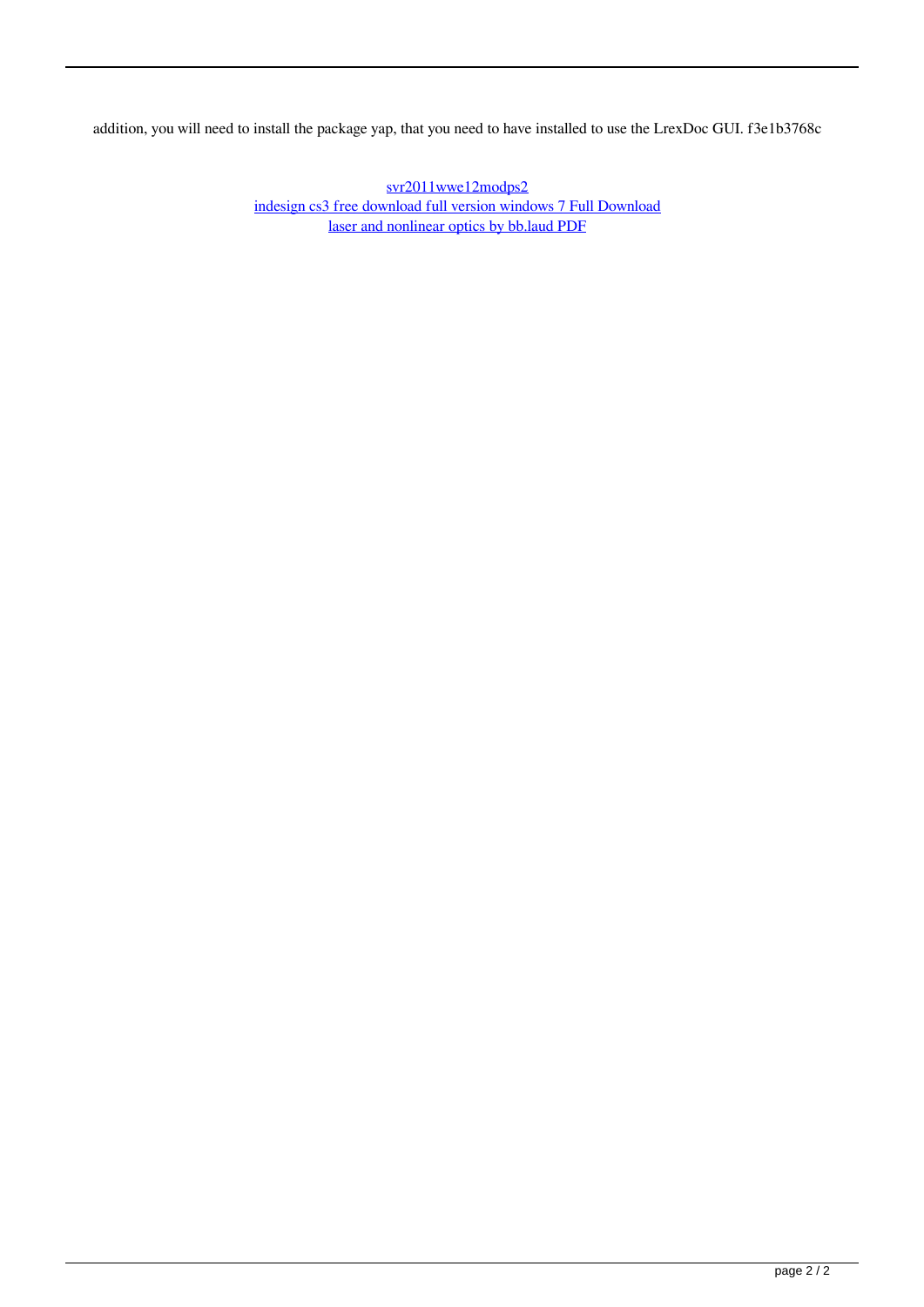addition, you will need to install the package yap, that you need to have installed to use the LrexDoc GUI. f3e1b3768c

svr2011wwe12modps2
indesign cs3 free download full version windows 7 Full Download
laser and nonlinear optics by bb.laud PDF